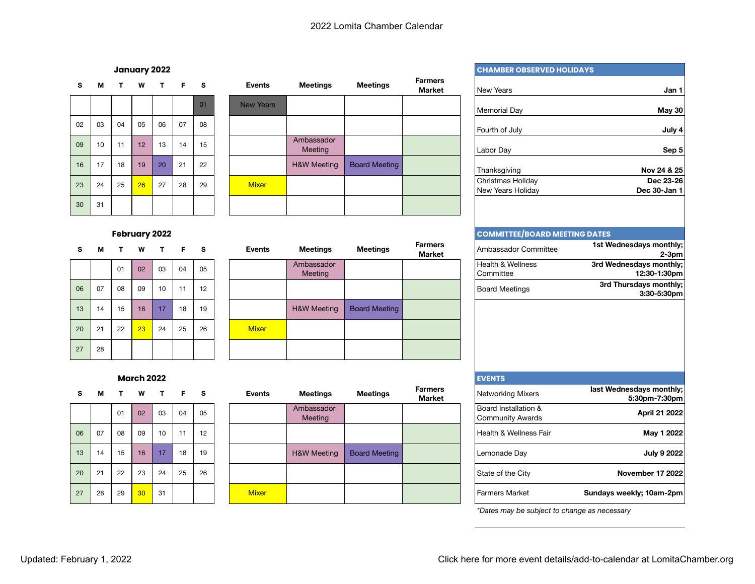# 2022 Lomita Chamber Calendar

## January 2022

| S | M | T | W | T | F | S | Events | Meetings | Meetings | Farmers Market |
|---|---|---|---|---|---|---|---|---|---|---|
| | | | | | | 01 | New Years | | | |
| 02 | 03 | 04 | 05 | 06 | 07 | 08 | | | | |
| 09 | 10 | 11 | 12 | 13 | 14 | 15 | | Ambassador Meeting | | |
| 16 | 17 | 18 | 19 | 20 | 21 | 22 | | H&W Meeting | Board Meeting | |
| 23 | 24 | 25 | 26 | 27 | 28 | 29 | Mixer | | | |
| 30 | 31 | | | | | | | | | |

## February 2022

| S | M | T | W | T | F | S | Events | Meetings | Meetings | Farmers Market |
|---|---|---|---|---|---|---|---|---|---|---|
| | | 01 | 02 | 03 | 04 | 05 | | Ambassador Meeting | | |
| 06 | 07 | 08 | 09 | 10 | 11 | 12 | | | | |
| 13 | 14 | 15 | 16 | 17 | 18 | 19 | | H&W Meeting | Board Meeting | |
| 20 | 21 | 22 | 23 | 24 | 25 | 26 | Mixer | | | |
| 27 | 28 | | | | | | | | | |

## March 2022

| S | M | T | W | T | F | S | Events | Meetings | Meetings | Farmers Market |
|---|---|---|---|---|---|---|---|---|---|---|
| | | 01 | 02 | 03 | 04 | 05 | | Ambassador Meeting | | |
| 06 | 07 | 08 | 09 | 10 | 11 | 12 | | | | |
| 13 | 14 | 15 | 16 | 17 | 18 | 19 | | H&W Meeting | Board Meeting | |
| 20 | 21 | 22 | 23 | 24 | 25 | 26 | | | | |
| 27 | 28 | 29 | 30 | 31 | | | Mixer | | | |

## CHAMBER OBSERVED HOLIDAYS

| Holiday | Date |
|---|---|
| New Years | **Jan 1** |
| Memorial Day | **May 30** |
| Fourth of July | **July 4** |
| Labor Day | **Sep 5** |
| Thanksgiving | **Nov 24 & 25** |
| Christmas Holiday | **Dec 23-26** |
| New Years Holiday | **Dec 30-Jan 1** |

## COMMITTEE/BOARD MEETING DATES

| Committee | Schedule |
|---|---|
| Ambassador Committee | **1st Wednesdays monthly; 2-3pm** |
| Health & Wellness Committee | **3rd Wednesdays monthly; 12:30-1:30pm** |
| Board Meetings | **3rd Thursdays monthly; 3:30-5:30pm** |

## EVENTS

| Event | Date |
|---|---|
| Networking Mixers | **last Wednesdays monthly; 5:30pm-7:30pm** |
| Board Installation & Community Awards | **April 21 2022** |
| Health & Wellness Fair | **May 1 2022** |
| Lemonade Day | **July 9 2022** |
| State of the City | **November 17 2022** |
| Farmers Market | **Sundays weekly; 10am-2pm** |

*\*Dates may be subject to change as necessary*

Updated: February 1, 2022

Click here for more event details/add-to-calendar at LomitaChamber.org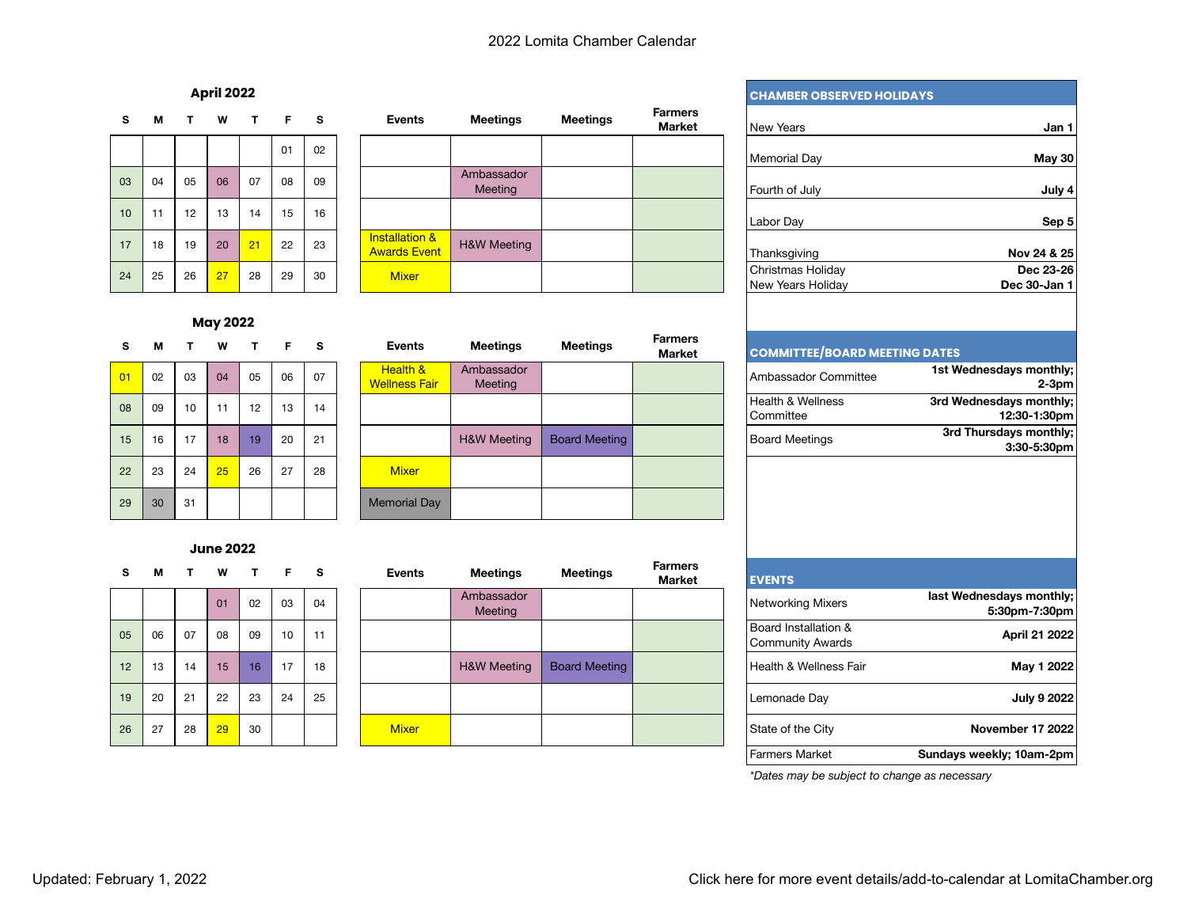# 2022 Lomita Chamber Calendar

## April 2022

| S | M | T | W | T | F | S | Events | Meetings | Meetings | Farmers Market |
|---|---|---|---|---|---|---|---|---|---|---|
| | | | | | 01 | 02 | | | | |
| 03 | 04 | 05 | 06 | 07 | 08 | 09 | | Ambassador Meeting | | |
| 10 | 11 | 12 | 13 | 14 | 15 | 16 | | | | |
| 17 | 18 | 19 | 20 | 21 | 22 | 23 | Installation & Awards Event | H&W Meeting | | |
| 24 | 25 | 26 | 27 | 28 | 29 | 30 | Mixer | | | |

## May 2022

| S | M | T | W | T | F | S | Events | Meetings | Meetings | Farmers Market |
|---|---|---|---|---|---|---|---|---|---|---|
| 01 | 02 | 03 | 04 | 05 | 06 | 07 | Health & Wellness Fair | Ambassador Meeting | | |
| 08 | 09 | 10 | 11 | 12 | 13 | 14 | | | | |
| 15 | 16 | 17 | 18 | 19 | 20 | 21 | | H&W Meeting | Board Meeting | |
| 22 | 23 | 24 | 25 | 26 | 27 | 28 | Mixer | | | |
| 29 | 30 | 31 | | | | | Memorial Day | | | |

## June 2022

| S | M | T | W | T | F | S | Events | Meetings | Meetings | Farmers Market |
|---|---|---|---|---|---|---|---|---|---|---|
| | | | 01 | 02 | 03 | 04 | | Ambassador Meeting | | |
| 05 | 06 | 07 | 08 | 09 | 10 | 11 | | | | |
| 12 | 13 | 14 | 15 | 16 | 17 | 18 | | H&W Meeting | Board Meeting | |
| 19 | 20 | 21 | 22 | 23 | 24 | 25 | | | | |
| 26 | 27 | 28 | 29 | 30 | | | Mixer | | | |

## CHAMBER OBSERVED HOLIDAYS

| Holiday | Date |
|---|---|
| New Years | **Jan 1** |
| Memorial Day | **May 30** |
| Fourth of July | **July 4** |
| Labor Day | **Sep 5** |
| Thanksgiving | **Nov 24 & 25** |
| Christmas Holiday | **Dec 23-26** |
| New Years Holiday | **Dec 30-Jan 1** |

## COMMITTEE/BOARD MEETING DATES

| Committee | Schedule |
|---|---|
| Ambassador Committee | **1st Wednesdays monthly; 2-3pm** |
| Health & Wellness Committee | **3rd Wednesdays monthly; 12:30-1:30pm** |
| Board Meetings | **3rd Thursdays monthly; 3:30-5:30pm** |

## EVENTS

| Event | Date |
|---|---|
| Networking Mixers | **last Wednesdays monthly; 5:30pm-7:30pm** |
| Board Installation & Community Awards | **April 21 2022** |
| Health & Wellness Fair | **May 1 2022** |
| Lemonade Day | **July 9 2022** |
| State of the City | **November 17 2022** |
| Farmers Market | **Sundays weekly; 10am-2pm** |

*\*Dates may be subject to change as necessary*

Updated: February 1, 2022

Click here for more event details/add-to-calendar at LomitaChamber.org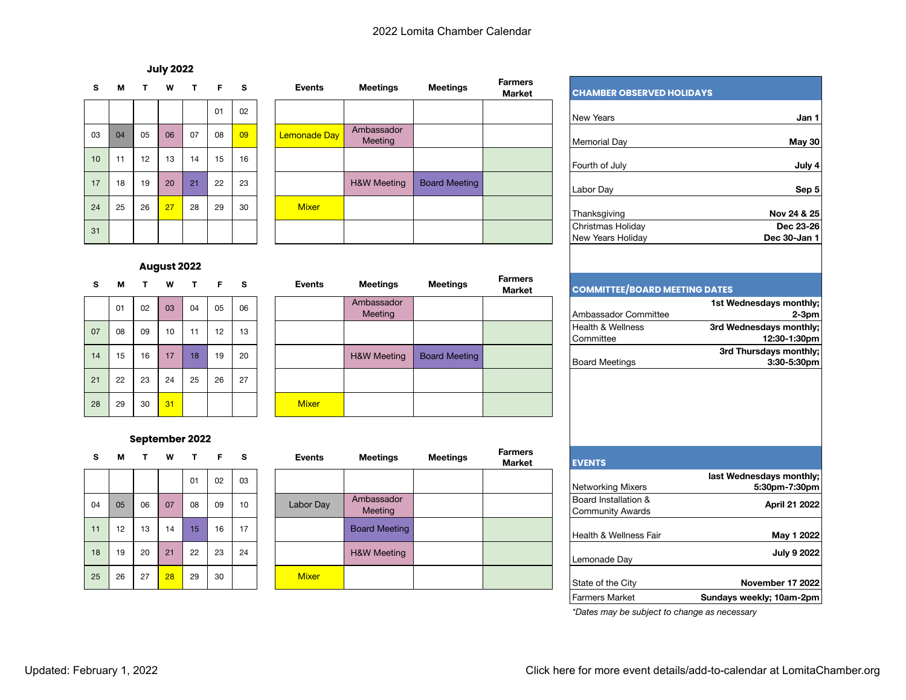# 2022 Lomita Chamber Calendar

### July 2022

| S | M | T | W | T | F | S |
|---|---|---|---|---|---|---|
| | | | | | 01 | 02 |
| 03 | 04 | 05 | 06 | 07 | 08 | 09 |
| 10 | 11 | 12 | 13 | 14 | 15 | 16 |
| 17 | 18 | 19 | 20 | 21 | 22 | 23 |
| 24 | 25 | 26 | 27 | 28 | 29 | 30 |
| 31 | | | | | | |

| Events | Meetings | Meetings | Farmers Market |
|---|---|---|---|
| | | | |
| Lemonade Day | Ambassador Meeting | | |
| | | | |
| | H&W Meeting | Board Meeting | |
| Mixer | | | |
| | | | |

### August 2022

| S | M | T | W | T | F | S |
|---|---|---|---|---|---|---|
| | 01 | 02 | 03 | 04 | 05 | 06 |
| 07 | 08 | 09 | 10 | 11 | 12 | 13 |
| 14 | 15 | 16 | 17 | 18 | 19 | 20 |
| 21 | 22 | 23 | 24 | 25 | 26 | 27 |
| 28 | 29 | 30 | 31 | | | |

| Events | Meetings | Meetings | Farmers Market |
|---|---|---|---|
| | Ambassador Meeting | | |
| | | | |
| | H&W Meeting | Board Meeting | |
| | | | |
| Mixer | | | |

### September 2022

| S | M | T | W | T | F | S |
|---|---|---|---|---|---|---|
| | | | | 01 | 02 | 03 |
| 04 | 05 | 06 | 07 | 08 | 09 | 10 |
| 11 | 12 | 13 | 14 | 15 | 16 | 17 |
| 18 | 19 | 20 | 21 | 22 | 23 | 24 |
| 25 | 26 | 27 | 28 | 29 | 30 | |

| Events | Meetings | Meetings | Farmers Market |
|---|---|---|---|
| | | | |
| Labor Day | Ambassador Meeting | | |
| | Board Meeting | | |
| | H&W Meeting | | |
| Mixer | | | |

### CHAMBER OBSERVED HOLIDAYS

| Holiday | Date |
|---|---|
| New Years | **Jan 1** |
| Memorial Day | **May 30** |
| Fourth of July | **July 4** |
| Labor Day | **Sep 5** |
| Thanksgiving | **Nov 24 & 25** |
| Christmas Holiday | **Dec 23-26** |
| New Years Holiday | **Dec 30-Jan 1** |

### COMMITTEE/BOARD MEETING DATES

| Meeting | Date |
|---|---|
| Ambassador Committee | **1st Wednesdays monthly; 2-3pm** |
| Health & Wellness Committee | **3rd Wednesdays monthly; 12:30-1:30pm** |
| Board Meetings | **3rd Thursdays monthly; 3:30-5:30pm** |

### EVENTS

| Event | Date |
|---|---|
| Networking Mixers | **last Wednesdays monthly; 5:30pm-7:30pm** |
| Board Installation & Community Awards | **April 21 2022** |
| Health & Wellness Fair | **May 1 2022** |
| Lemonade Day | **July 9 2022** |
| State of the City | **November 17 2022** |
| Farmers Market | **Sundays weekly; 10am-2pm** |

*\*Dates may be subject to change as necessary*

Updated: February 1, 2022

Click here for more event details/add-to-calendar at LomitaChamber.org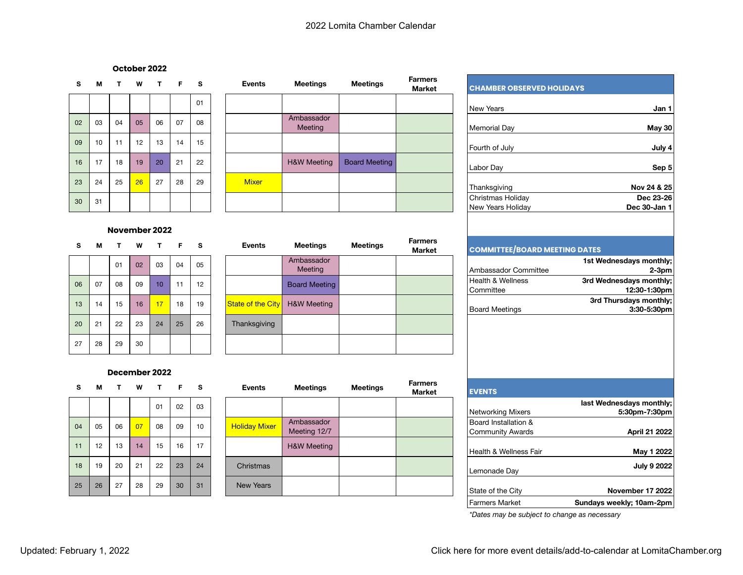# 2022 Lomita Chamber Calendar

### October 2022

| S | M | T | W | T | F | S | Events | Meetings | Meetings | Farmers Market |
|---|---|---|---|---|---|---|---|---|---|---|
| | | | | | | 01 | | | | |
| 02 | 03 | 04 | 05 | 06 | 07 | 08 | | Ambassador Meeting | | |
| 09 | 10 | 11 | 12 | 13 | 14 | 15 | | | | |
| 16 | 17 | 18 | 19 | 20 | 21 | 22 | | H&W Meeting | Board Meeting | |
| 23 | 24 | 25 | 26 | 27 | 28 | 29 | Mixer | | | |
| 30 | 31 | | | | | | | | | |

### November 2022

| S | M | T | W | T | F | S | Events | Meetings | Meetings | Farmers Market |
|---|---|---|---|---|---|---|---|---|---|---|
| | | 01 | 02 | 03 | 04 | 05 | | Ambassador Meeting | | |
| 06 | 07 | 08 | 09 | 10 | 11 | 12 | | Board Meeting | | |
| 13 | 14 | 15 | 16 | 17 | 18 | 19 | State of the City | H&W Meeting | | |
| 20 | 21 | 22 | 23 | 24 | 25 | 26 | Thanksgiving | | | |
| 27 | 28 | 29 | 30 | | | | | | | |

### December 2022

| S | M | T | W | T | F | S | Events | Meetings | Meetings | Farmers Market |
|---|---|---|---|---|---|---|---|---|---|---|
| | | | | 01 | 02 | 03 | | | | |
| 04 | 05 | 06 | 07 | 08 | 09 | 10 | Holiday Mixer | Ambassador Meeting 12/7 | | |
| 11 | 12 | 13 | 14 | 15 | 16 | 17 | | H&W Meeting | | |
| 18 | 19 | 20 | 21 | 22 | 23 | 24 | Christmas | | | |
| 25 | 26 | 27 | 28 | 29 | 30 | 31 | New Years | | | |

### CHAMBER OBSERVED HOLIDAYS

| | |
|---|---|
| New Years | **Jan 1** |
| Memorial Day | **May 30** |
| Fourth of July | **July 4** |
| Labor Day | **Sep 5** |
| Thanksgiving | **Nov 24 & 25** |
| Christmas Holiday | **Dec 23-26** |
| New Years Holiday | **Dec 30-Jan 1** |

### COMMITTEE/BOARD MEETING DATES

| | |
|---|---|
| Ambassador Committee | **1st Wednesdays monthly; 2-3pm** |
| Health & Wellness Committee | **3rd Wednesdays monthly; 12:30-1:30pm** |
| Board Meetings | **3rd Thursdays monthly; 3:30-5:30pm** |

### EVENTS

| | |
|---|---|
| Networking Mixers | **last Wednesdays monthly; 5:30pm-7:30pm** |
| Board Installation & Community Awards | **April 21 2022** |
| Health & Wellness Fair | **May 1 2022** |
| Lemonade Day | **July 9 2022** |
| State of the City | **November 17 2022** |
| Farmers Market | **Sundays weekly; 10am-2pm** |

*\*Dates may be subject to change as necessary*

Updated: February 1, 2022

Click here for more event details/add-to-calendar at LomitaChamber.org